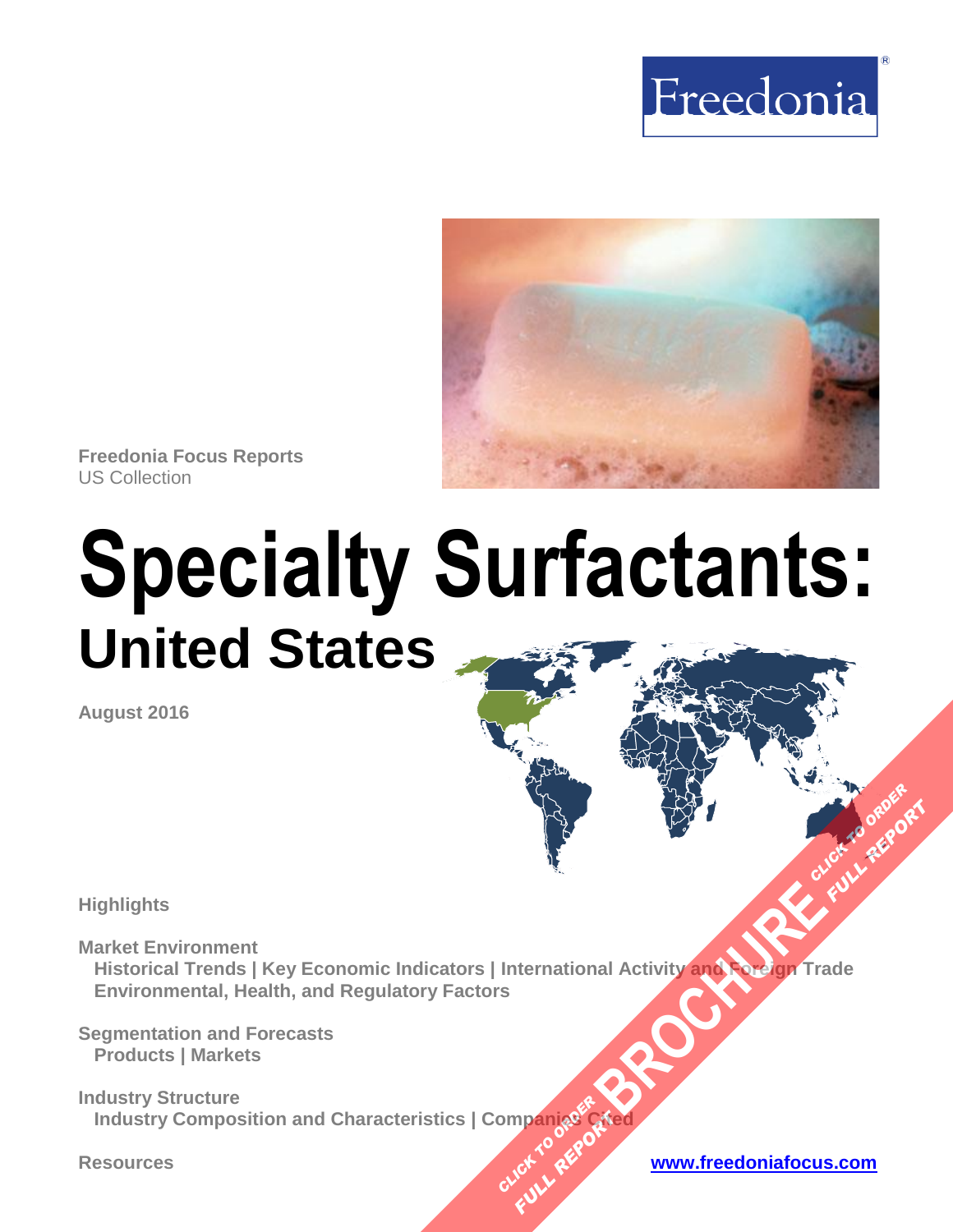Freedonia

Freedonia Focus Reports
US Collection

# Specialty Surfactants:
## United States

August 2016

Highlights

Market Environment
Historical Trends | Key Economic Indicators | International Activity and Foreign Trade
Environmental, Health, and Regulatory Factors

Segmentation and Forecasts
Products | Markets

Industry Structure
Industry Composition and Characteristics | Companies Cited

Resources

www.freedoniafocus.com

CLICK TO ORDER FULL REPORT BROCHURE CLICK TO ORDER FULL REPORT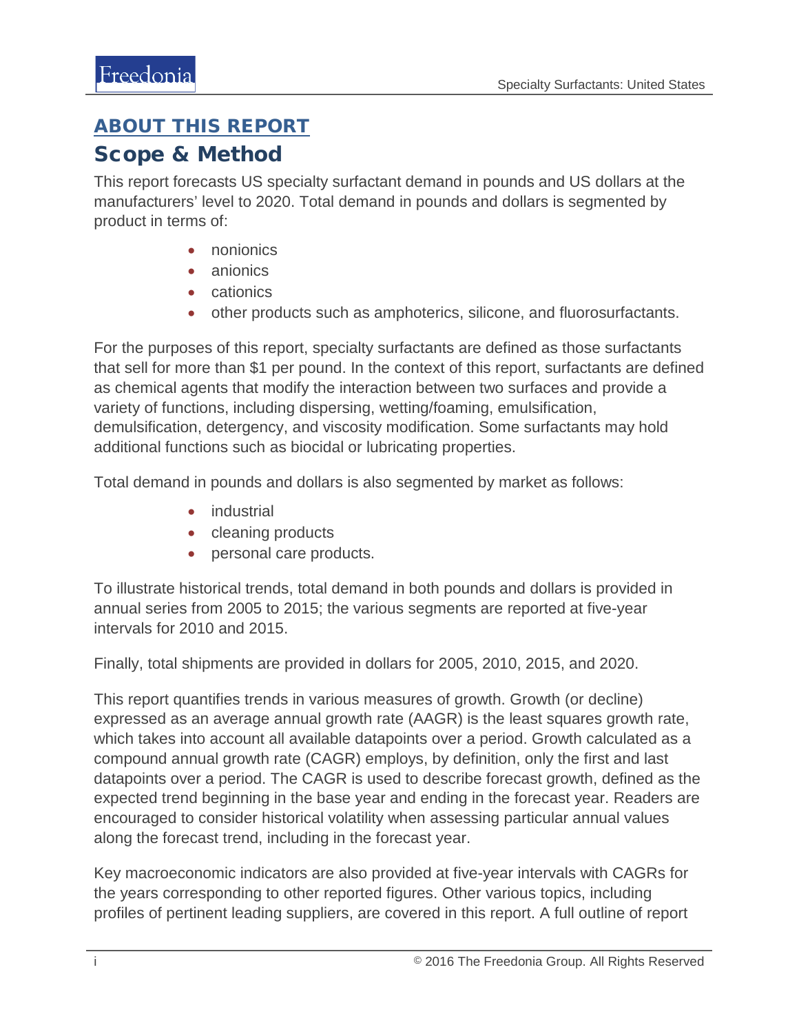## ABOUT THIS REPORT

## Scope & Method

This report forecasts US specialty surfactant demand in pounds and US dollars at the manufacturers' level to 2020. Total demand in pounds and dollars is segmented by product in terms of:

- nonionics
- anionics
- cationics
- other products such as amphoterics, silicone, and fluorosurfactants.

For the purposes of this report, specialty surfactants are defined as those surfactants that sell for more than $1 per pound. In the context of this report, surfactants are defined as chemical agents that modify the interaction between two surfaces and provide a variety of functions, including dispersing, wetting/foaming, emulsification, demulsification, detergency, and viscosity modification. Some surfactants may hold additional functions such as biocidal or lubricating properties.

Total demand in pounds and dollars is also segmented by market as follows:

- industrial
- cleaning products
- personal care products.

To illustrate historical trends, total demand in both pounds and dollars is provided in annual series from 2005 to 2015; the various segments are reported at five-year intervals for 2010 and 2015.

Finally, total shipments are provided in dollars for 2005, 2010, 2015, and 2020.

This report quantifies trends in various measures of growth. Growth (or decline) expressed as an average annual growth rate (AAGR) is the least squares growth rate, which takes into account all available datapoints over a period. Growth calculated as a compound annual growth rate (CAGR) employs, by definition, only the first and last datapoints over a period. The CAGR is used to describe forecast growth, defined as the expected trend beginning in the base year and ending in the forecast year. Readers are encouraged to consider historical volatility when assessing particular annual values along the forecast trend, including in the forecast year.

Key macroeconomic indicators are also provided at five-year intervals with CAGRs for the years corresponding to other reported figures. Other various topics, including profiles of pertinent leading suppliers, are covered in this report. A full outline of report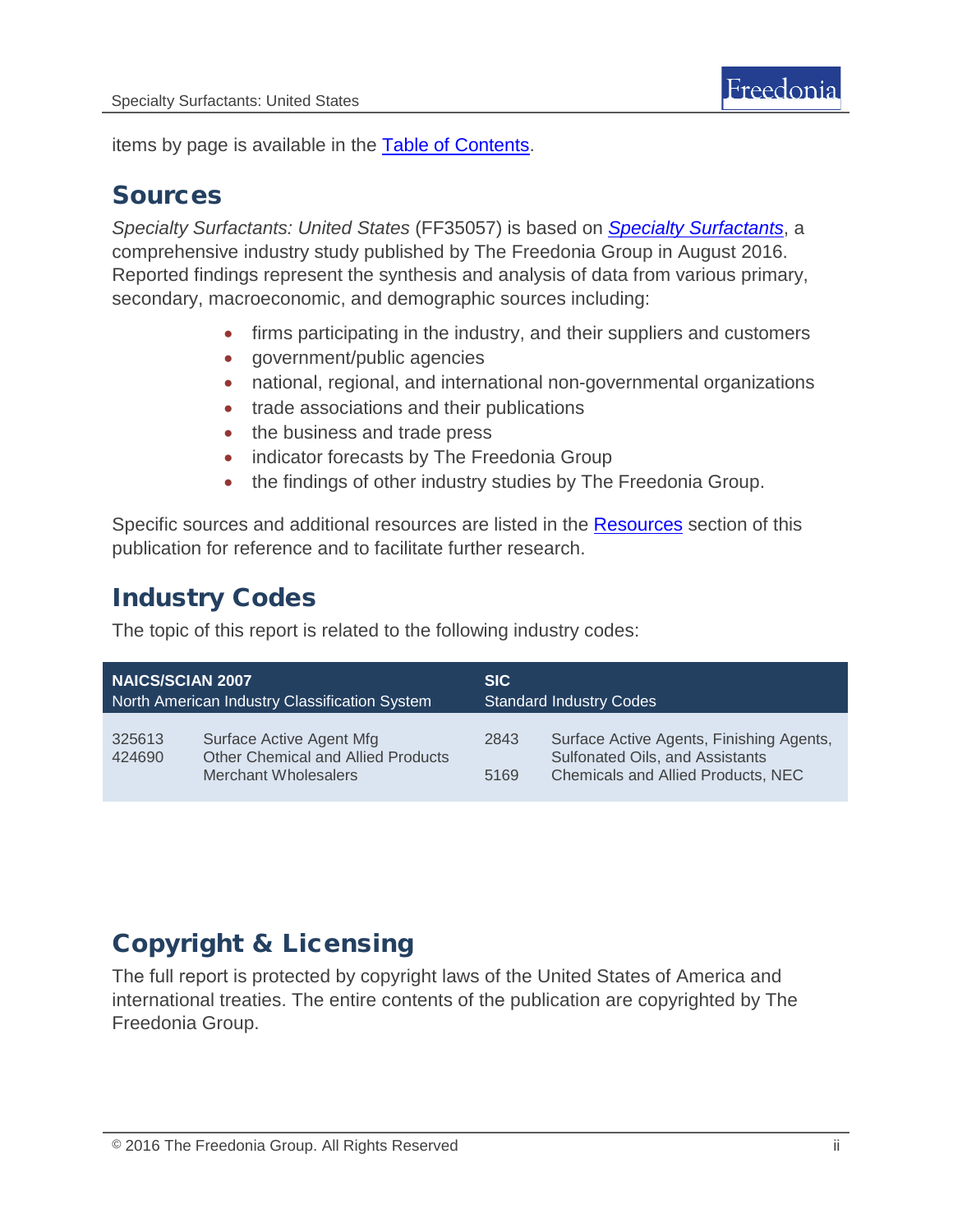items by page is available in the [Table of Contents](#).

## Sources

*Specialty Surfactants: United States* (FF35057) is based on ***[Specialty Surfactants](#)***, a comprehensive industry study published by The Freedonia Group in August 2016. Reported findings represent the synthesis and analysis of data from various primary, secondary, macroeconomic, and demographic sources including:

- firms participating in the industry, and their suppliers and customers
- government/public agencies
- national, regional, and international non-governmental organizations
- trade associations and their publications
- the business and trade press
- indicator forecasts by The Freedonia Group
- the findings of other industry studies by The Freedonia Group.

Specific sources and additional resources are listed in the [Resources](#) section of this publication for reference and to facilitate further research.

## Industry Codes

The topic of this report is related to the following industry codes:

| **NAICS/SCIAN 2007** North American Industry Classification System | | **SIC** Standard Industry Codes | |
|---|---|---|---|
| 325613 | Surface Active Agent Mfg | 2843 | Surface Active Agents, Finishing Agents, Sulfonated Oils, and Assistants |
| 424690 | Other Chemical and Allied Products Merchant Wholesalers | 5169 | Chemicals and Allied Products, NEC |

## Copyright & Licensing

The full report is protected by copyright laws of the United States of America and international treaties. The entire contents of the publication are copyrighted by The Freedonia Group.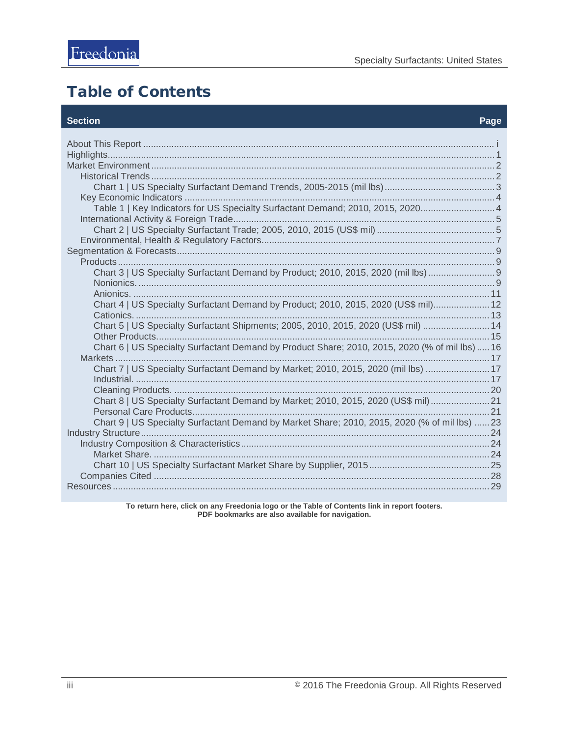# Table of Contents

| Section | Page |
|---|---|
| About This Report | i |
| Highlights | 1 |
| Market Environment | 2 |
| Historical Trends | 2 |
| Chart 1 \| US Specialty Surfactant Demand Trends, 2005-2015 (mil lbs) | 3 |
| Key Economic Indicators | 4 |
| Table 1 \| Key Indicators for US Specialty Surfactant Demand; 2010, 2015, 2020 | 4 |
| International Activity & Foreign Trade | 5 |
| Chart 2 \| US Specialty Surfactant Trade; 2005, 2010, 2015 (US$ mil) | 5 |
| Environmental, Health & Regulatory Factors | 7 |
| Segmentation & Forecasts | 9 |
| Products | 9 |
| Chart 3 \| US Specialty Surfactant Demand by Product; 2010, 2015, 2020 (mil lbs) | 9 |
| Nonionics. | 9 |
| Anionics. | 11 |
| Chart 4 \| US Specialty Surfactant Demand by Product; 2010, 2015, 2020 (US$ mil) | 12 |
| Cationics. | 13 |
| Chart 5 \| US Specialty Surfactant Shipments; 2005, 2010, 2015, 2020 (US$ mil) | 14 |
| Other Products | 15 |
| Chart 6 \| US Specialty Surfactant Demand by Product Share; 2010, 2015, 2020 (% of mil lbs) | 16 |
| Markets | 17 |
| Chart 7 \| US Specialty Surfactant Demand by Market; 2010, 2015, 2020 (mil lbs) | 17 |
| Industrial. | 17 |
| Cleaning Products. | 20 |
| Chart 8 \| US Specialty Surfactant Demand by Market; 2010, 2015, 2020 (US$ mil) | 21 |
| Personal Care Products | 21 |
| Chart 9 \| US Specialty Surfactant Demand by Market Share; 2010, 2015, 2020 (% of mil lbs) | 23 |
| Industry Structure | 24 |
| Industry Composition & Characteristics | 24 |
| Market Share. | 24 |
| Chart 10 \| US Specialty Surfactant Market Share by Supplier, 2015 | 25 |
| Companies Cited | 28 |
| Resources | 29 |

**To return here, click on any Freedonia logo or the Table of Contents link in report footers.**
**PDF bookmarks are also available for navigation.**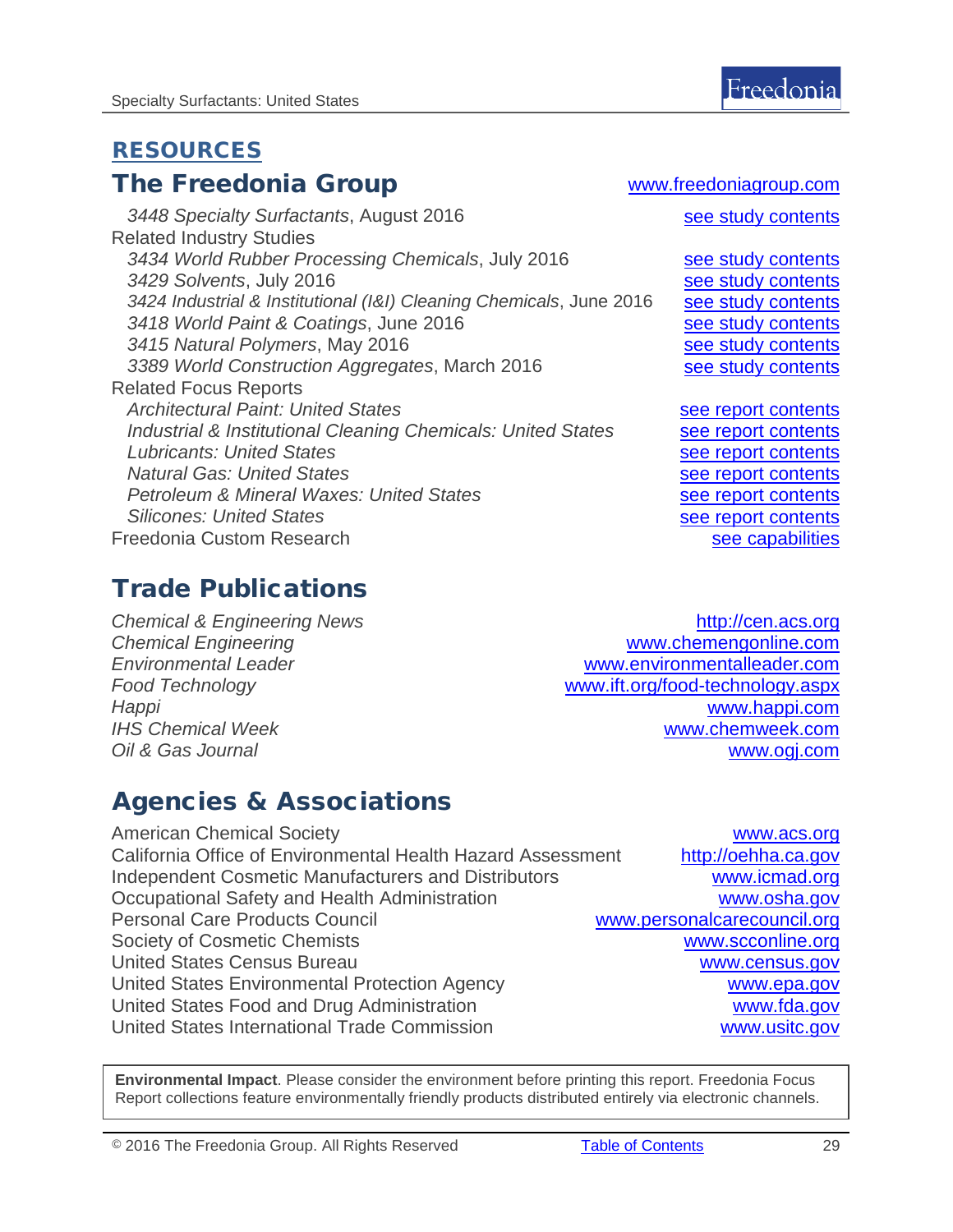# RESOURCES

## The Freedonia Group

www.freedoniagroup.com

*3448 Specialty Surfactants*, August 2016 — see study contents

Related Industry Studies

- *3434 World Rubber Processing Chemicals*, July 2016 — see study contents
- *3429 Solvents*, July 2016 — see study contents
- *3424 Industrial & Institutional (I&I) Cleaning Chemicals*, June 2016 — see study contents
- *3418 World Paint & Coatings*, June 2016 — see study contents
- *3415 Natural Polymers*, May 2016 — see study contents
- *3389 World Construction Aggregates*, March 2016 — see study contents

Related Focus Reports

- *Architectural Paint: United States* — see report contents
- *Industrial & Institutional Cleaning Chemicals: United States* — see report contents
- *Lubricants: United States* — see report contents
- *Natural Gas: United States* — see report contents
- *Petroleum & Mineral Waxes: United States* — see report contents
- *Silicones: United States* — see report contents

Freedonia Custom Research — see capabilities

## Trade Publications

| | |
|---|---|
| *Chemical & Engineering News* | http://cen.acs.org |
| *Chemical Engineering* | www.chemengonline.com |
| *Environmental Leader* | www.environmentalleader.com |
| *Food Technology* | www.ift.org/food-technology.aspx |
| *Happi* | www.happi.com |
| *IHS Chemical Week* | www.chemweek.com |
| *Oil & Gas Journal* | www.ogj.com |

## Agencies & Associations

| | |
|---|---|
| American Chemical Society | www.acs.org |
| California Office of Environmental Health Hazard Assessment | http://oehha.ca.gov |
| Independent Cosmetic Manufacturers and Distributors | www.icmad.org |
| Occupational Safety and Health Administration | www.osha.gov |
| Personal Care Products Council | www.personalcarecouncil.org |
| Society of Cosmetic Chemists | www.scconline.org |
| United States Census Bureau | www.census.gov |
| United States Environmental Protection Agency | www.epa.gov |
| United States Food and Drug Administration | www.fda.gov |
| United States International Trade Commission | www.usitc.gov |

**Environmental Impact**. Please consider the environment before printing this report. Freedonia Focus Report collections feature environmentally friendly products distributed entirely via electronic channels.